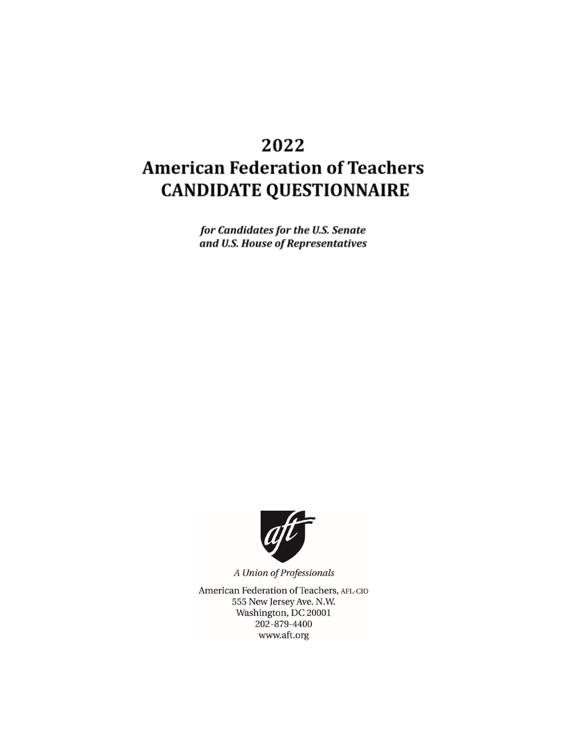# 2022
# American Federation of Teachers
# CANDIDATE QUESTIONNAIRE

***for Candidates for the U.S. Senate and U.S. House of Representatives***

*A Union of Professionals*

American Federation of Teachers, AFL-CIO
555 New Jersey Ave. N.W.
Washington, DC 20001
202-879-4400
www.aft.org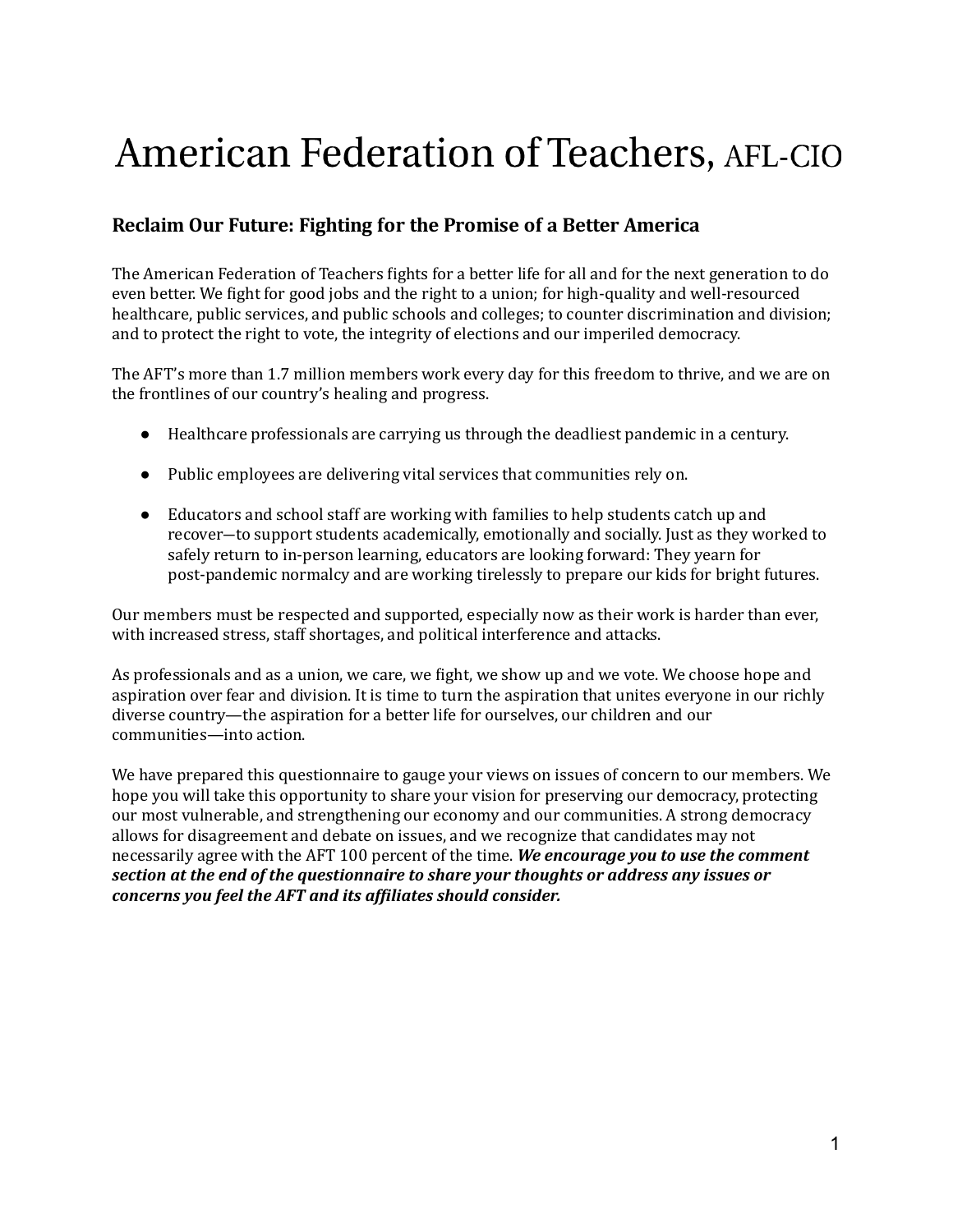# American Federation of Teachers, AFL-CIO

## Reclaim Our Future: Fighting for the Promise of a Better America

The American Federation of Teachers fights for a better life for all and for the next generation to do even better. We fight for good jobs and the right to a union; for high-quality and well-resourced healthcare, public services, and public schools and colleges; to counter discrimination and division; and to protect the right to vote, the integrity of elections and our imperiled democracy.

The AFT's more than 1.7 million members work every day for this freedom to thrive, and we are on the frontlines of our country's healing and progress.

- Healthcare professionals are carrying us through the deadliest pandemic in a century.
- Public employees are delivering vital services that communities rely on.
- Educators and school staff are working with families to help students catch up and recover—to support students academically, emotionally and socially. Just as they worked to safely return to in-person learning, educators are looking forward: They yearn for post-pandemic normalcy and are working tirelessly to prepare our kids for bright futures.

Our members must be respected and supported, especially now as their work is harder than ever, with increased stress, staff shortages, and political interference and attacks.

As professionals and as a union, we care, we fight, we show up and we vote. We choose hope and aspiration over fear and division. It is time to turn the aspiration that unites everyone in our richly diverse country—the aspiration for a better life for ourselves, our children and our communities—into action.

We have prepared this questionnaire to gauge your views on issues of concern to our members. We hope you will take this opportunity to share your vision for preserving our democracy, protecting our most vulnerable, and strengthening our economy and our communities. A strong democracy allows for disagreement and debate on issues, and we recognize that candidates may not necessarily agree with the AFT 100 percent of the time. ***We encourage you to use the comment section at the end of the questionnaire to share your thoughts or address any issues or concerns you feel the AFT and its affiliates should consider.***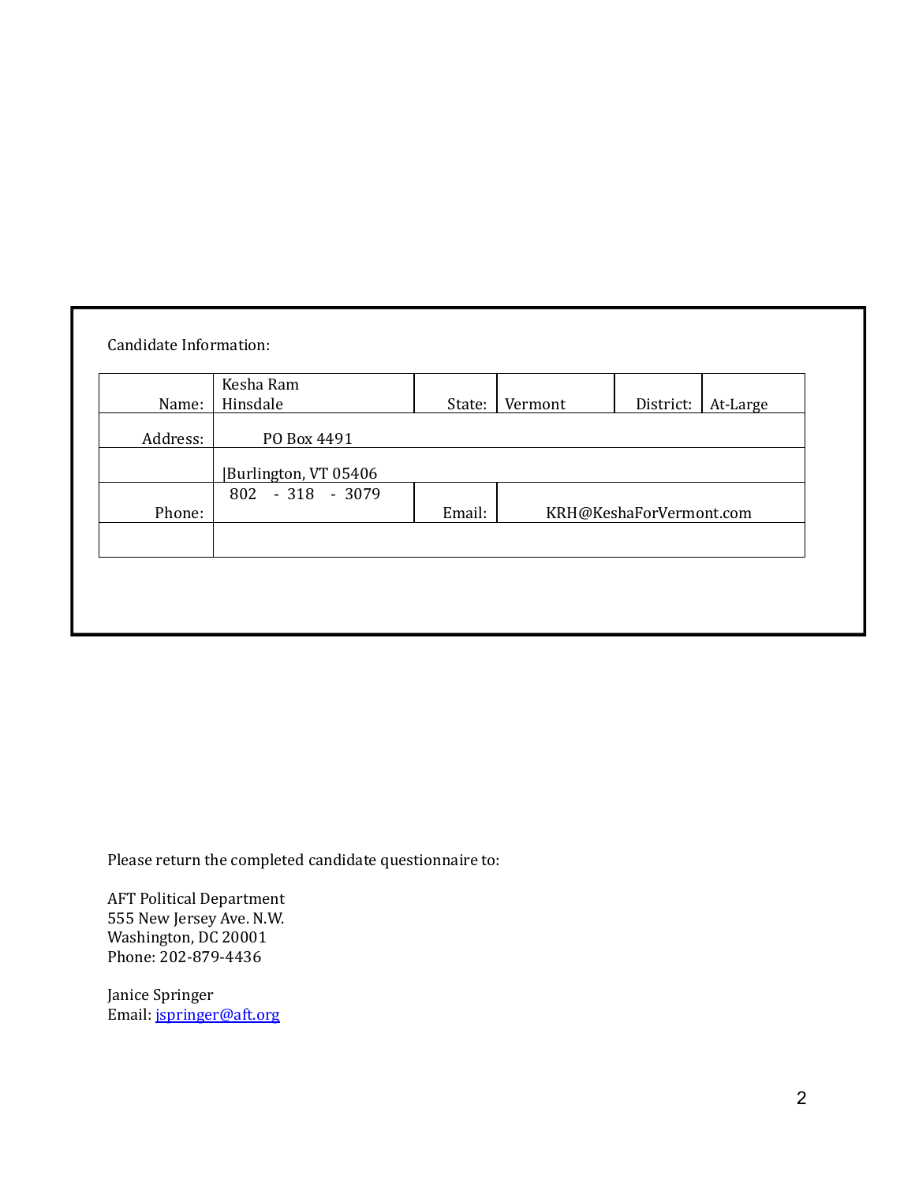Candidate Information:

| Name: | Kesha Ram Hinsdale | State: | Vermont | District: | At-Large |
|---|---|---|---|---|---|
| Address: | PO Box 4491 | | | | |
| | Burlington, VT 05406 | | | | |
| Phone: | 802 - 318 - 3079 | Email: | KRH@KeshaForVermont.com | | |
| | | | | | |

Please return the completed candidate questionnaire to:

AFT Political Department
555 New Jersey Ave. N.W.
Washington, DC 20001
Phone: 202-879-4436

Janice Springer
Email: jspringer@aft.org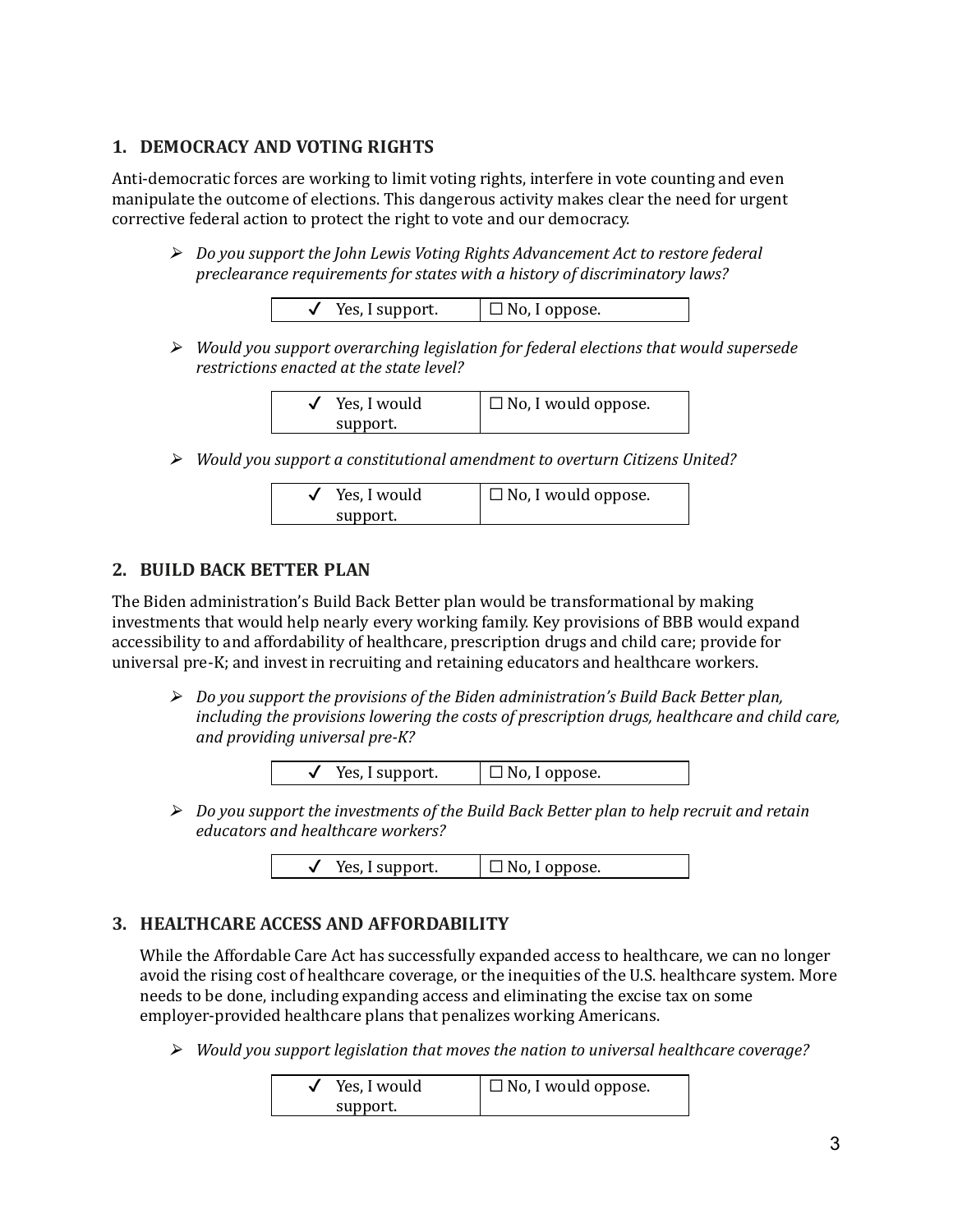## 1. DEMOCRACY AND VOTING RIGHTS

Anti-democratic forces are working to limit voting rights, interfere in vote counting and even manipulate the outcome of elections. This dangerous activity makes clear the need for urgent corrective federal action to protect the right to vote and our democracy.

- *Do you support the John Lewis Voting Rights Advancement Act to restore federal preclearance requirements for states with a history of discriminatory laws?*

| ✔ Yes, I support. | ☐ No, I oppose. |
|---|---|

- *Would you support overarching legislation for federal elections that would supersede restrictions enacted at the state level?*

| ✔ Yes, I would support. | ☐ No, I would oppose. |
|---|---|

- *Would you support a constitutional amendment to overturn Citizens United?*

| ✔ Yes, I would support. | ☐ No, I would oppose. |
|---|---|

## 2. BUILD BACK BETTER PLAN

The Biden administration's Build Back Better plan would be transformational by making investments that would help nearly every working family. Key provisions of BBB would expand accessibility to and affordability of healthcare, prescription drugs and child care; provide for universal pre-K; and invest in recruiting and retaining educators and healthcare workers.

- *Do you support the provisions of the Biden administration's Build Back Better plan, including the provisions lowering the costs of prescription drugs, healthcare and child care, and providing universal pre-K?*

| ✔ Yes, I support. | ☐ No, I oppose. |
|---|---|

- *Do you support the investments of the Build Back Better plan to help recruit and retain educators and healthcare workers?*

| ✔ Yes, I support. | ☐ No, I oppose. |
|---|---|

## 3. HEALTHCARE ACCESS AND AFFORDABILITY

While the Affordable Care Act has successfully expanded access to healthcare, we can no longer avoid the rising cost of healthcare coverage, or the inequities of the U.S. healthcare system. More needs to be done, including expanding access and eliminating the excise tax on some employer-provided healthcare plans that penalizes working Americans.

- *Would you support legislation that moves the nation to universal healthcare coverage?*

| ✔ Yes, I would support. | ☐ No, I would oppose. |
|---|---|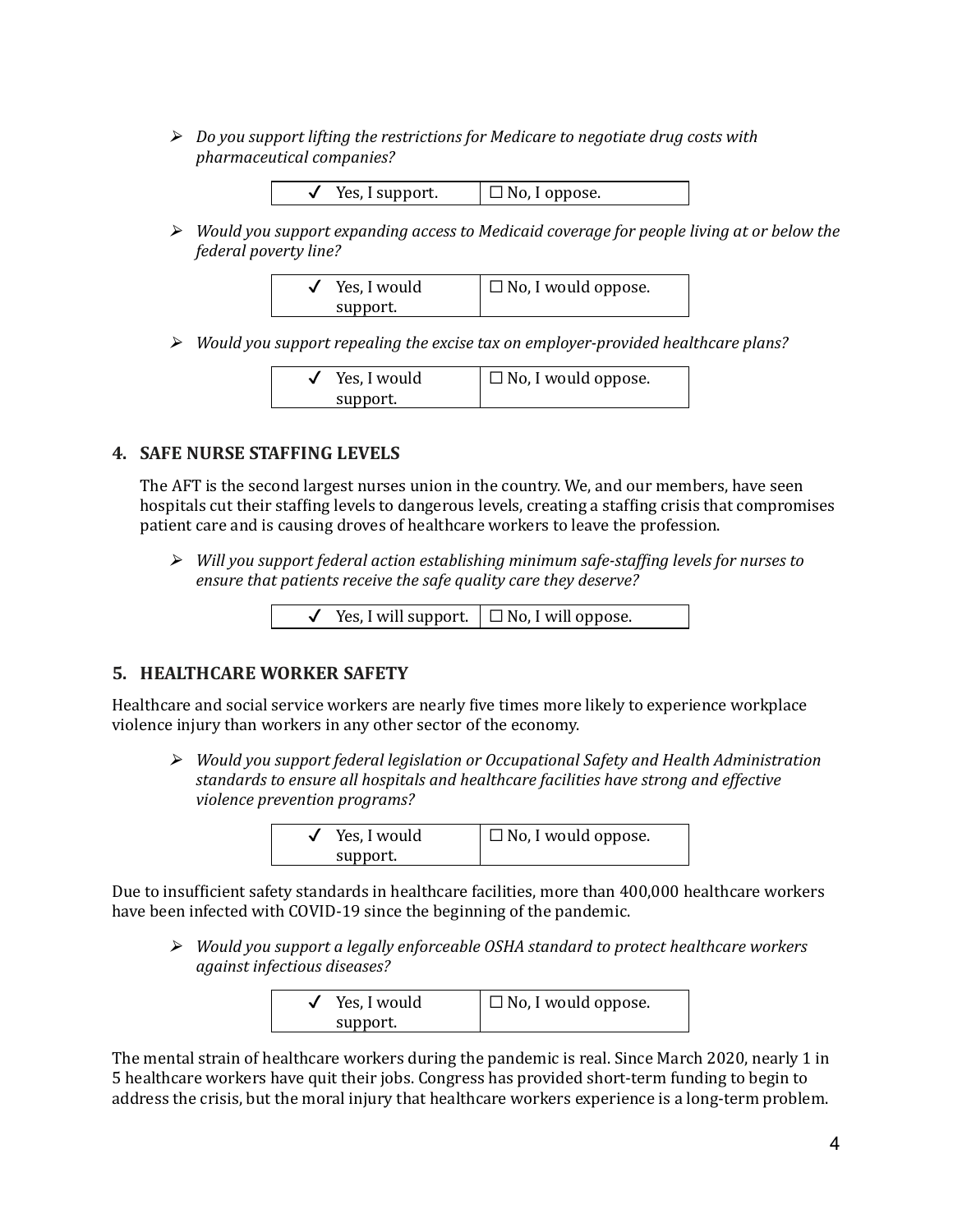- *Do you support lifting the restrictions for Medicare to negotiate drug costs with pharmaceutical companies?*

| ✓ Yes, I support. | ☐ No, I oppose. |
|---|---|

- *Would you support expanding access to Medicaid coverage for people living at or below the federal poverty line?*

| ✓ Yes, I would support. | ☐ No, I would oppose. |
|---|---|

- *Would you support repealing the excise tax on employer-provided healthcare plans?*

| ✓ Yes, I would support. | ☐ No, I would oppose. |
|---|---|

## 4. SAFE NURSE STAFFING LEVELS

The AFT is the second largest nurses union in the country. We, and our members, have seen hospitals cut their staffing levels to dangerous levels, creating a staffing crisis that compromises patient care and is causing droves of healthcare workers to leave the profession.

- *Will you support federal action establishing minimum safe-staffing levels for nurses to ensure that patients receive the safe quality care they deserve?*

| ✓ Yes, I will support. | ☐ No, I will oppose. |
|---|---|

## 5. HEALTHCARE WORKER SAFETY

Healthcare and social service workers are nearly five times more likely to experience workplace violence injury than workers in any other sector of the economy.

- *Would you support federal legislation or Occupational Safety and Health Administration standards to ensure all hospitals and healthcare facilities have strong and effective violence prevention programs?*

| ✓ Yes, I would support. | ☐ No, I would oppose. |
|---|---|

Due to insufficient safety standards in healthcare facilities, more than 400,000 healthcare workers have been infected with COVID-19 since the beginning of the pandemic.

- *Would you support a legally enforceable OSHA standard to protect healthcare workers against infectious diseases?*

| ✓ Yes, I would support. | ☐ No, I would oppose. |
|---|---|

The mental strain of healthcare workers during the pandemic is real. Since March 2020, nearly 1 in 5 healthcare workers have quit their jobs. Congress has provided short-term funding to begin to address the crisis, but the moral injury that healthcare workers experience is a long-term problem.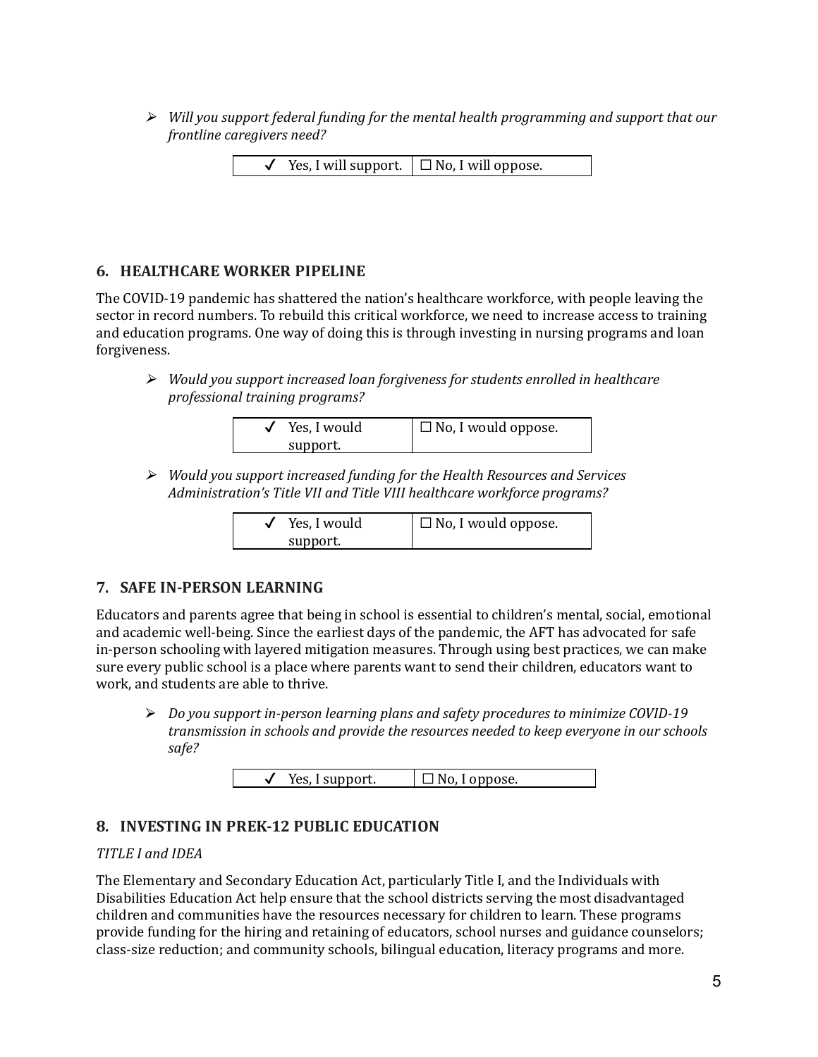- *Will you support federal funding for the mental health programming and support that our frontline caregivers need?*

| ✓ Yes, I will support. | ☐ No, I will oppose. |
|---|---|

### 6. HEALTHCARE WORKER PIPELINE

The COVID-19 pandemic has shattered the nation's healthcare workforce, with people leaving the sector in record numbers. To rebuild this critical workforce, we need to increase access to training and education programs. One way of doing this is through investing in nursing programs and loan forgiveness.

- *Would you support increased loan forgiveness for students enrolled in healthcare professional training programs?*

| ✓ Yes, I would support. | ☐ No, I would oppose. |
|---|---|

- *Would you support increased funding for the Health Resources and Services Administration's Title VII and Title VIII healthcare workforce programs?*

| ✓ Yes, I would support. | ☐ No, I would oppose. |
|---|---|

### 7. SAFE IN-PERSON LEARNING

Educators and parents agree that being in school is essential to children's mental, social, emotional and academic well-being. Since the earliest days of the pandemic, the AFT has advocated for safe in-person schooling with layered mitigation measures. Through using best practices, we can make sure every public school is a place where parents want to send their children, educators want to work, and students are able to thrive.

- *Do you support in-person learning plans and safety procedures to minimize COVID-19 transmission in schools and provide the resources needed to keep everyone in our schools safe?*

| ✓ Yes, I support. | ☐ No, I oppose. |
|---|---|

### 8. INVESTING IN PREK-12 PUBLIC EDUCATION

*TITLE I and IDEA*

The Elementary and Secondary Education Act, particularly Title I, and the Individuals with Disabilities Education Act help ensure that the school districts serving the most disadvantaged children and communities have the resources necessary for children to learn. These programs provide funding for the hiring and retaining of educators, school nurses and guidance counselors; class-size reduction; and community schools, bilingual education, literacy programs and more.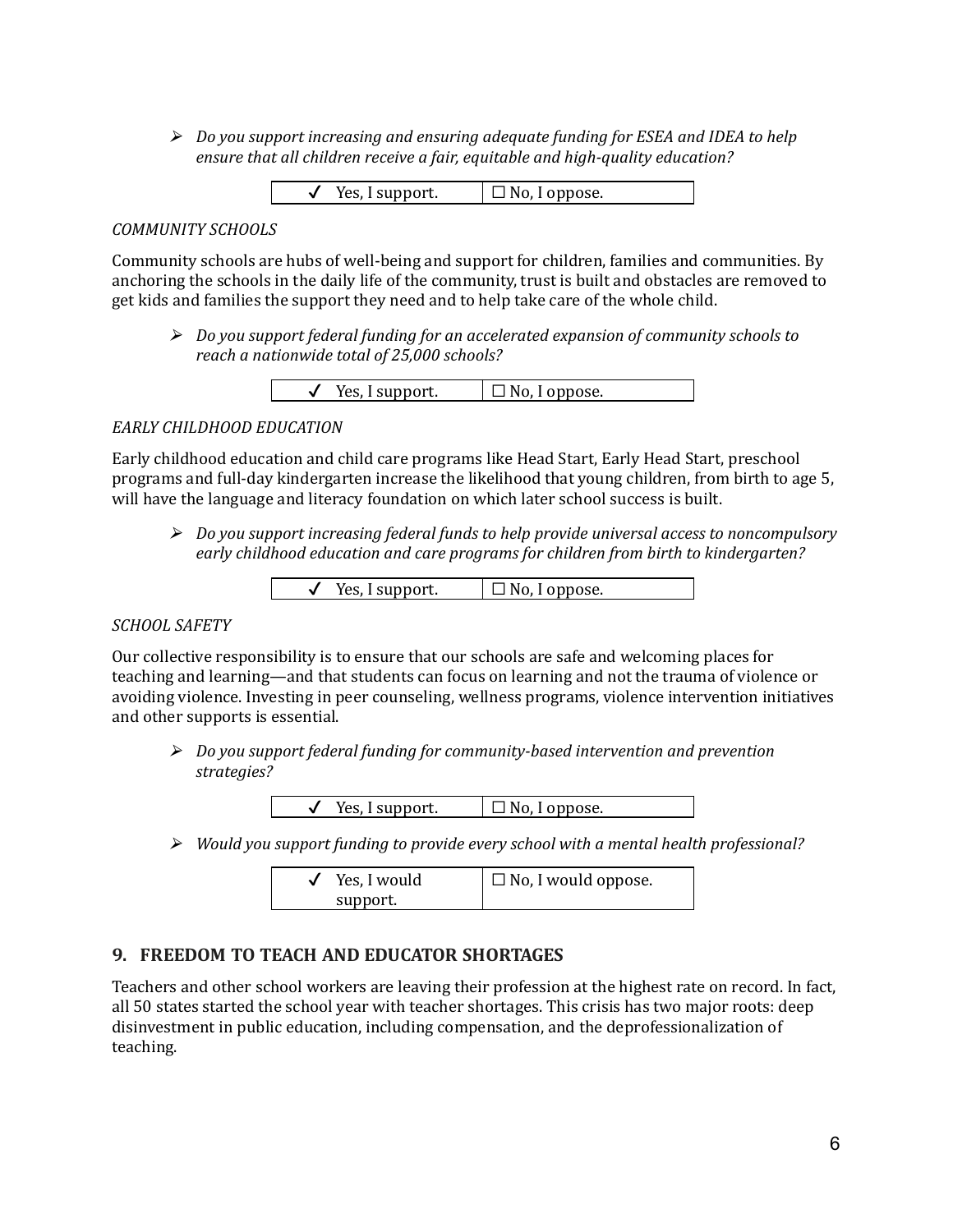- *Do you support increasing and ensuring adequate funding for ESEA and IDEA to help ensure that all children receive a fair, equitable and high-quality education?*

| ✓ Yes, I support. | ☐ No, I oppose. |
|---|---|

*COMMUNITY SCHOOLS*

Community schools are hubs of well-being and support for children, families and communities. By anchoring the schools in the daily life of the community, trust is built and obstacles are removed to get kids and families the support they need and to help take care of the whole child.

- *Do you support federal funding for an accelerated expansion of community schools to reach a nationwide total of 25,000 schools?*

| ✓ Yes, I support. | ☐ No, I oppose. |
|---|---|

*EARLY CHILDHOOD EDUCATION*

Early childhood education and child care programs like Head Start, Early Head Start, preschool programs and full-day kindergarten increase the likelihood that young children, from birth to age 5, will have the language and literacy foundation on which later school success is built.

- *Do you support increasing federal funds to help provide universal access to noncompulsory early childhood education and care programs for children from birth to kindergarten?*

| ✓ Yes, I support. | ☐ No, I oppose. |
|---|---|

*SCHOOL SAFETY*

Our collective responsibility is to ensure that our schools are safe and welcoming places for teaching and learning—and that students can focus on learning and not the trauma of violence or avoiding violence. Investing in peer counseling, wellness programs, violence intervention initiatives and other supports is essential.

- *Do you support federal funding for community-based intervention and prevention strategies?*

| ✓ Yes, I support. | ☐ No, I oppose. |
|---|---|

- *Would you support funding to provide every school with a mental health professional?*

| ✓ Yes, I would support. | ☐ No, I would oppose. |
|---|---|

## 9. FREEDOM TO TEACH AND EDUCATOR SHORTAGES

Teachers and other school workers are leaving their profession at the highest rate on record. In fact, all 50 states started the school year with teacher shortages. This crisis has two major roots: deep disinvestment in public education, including compensation, and the deprofessionalization of teaching.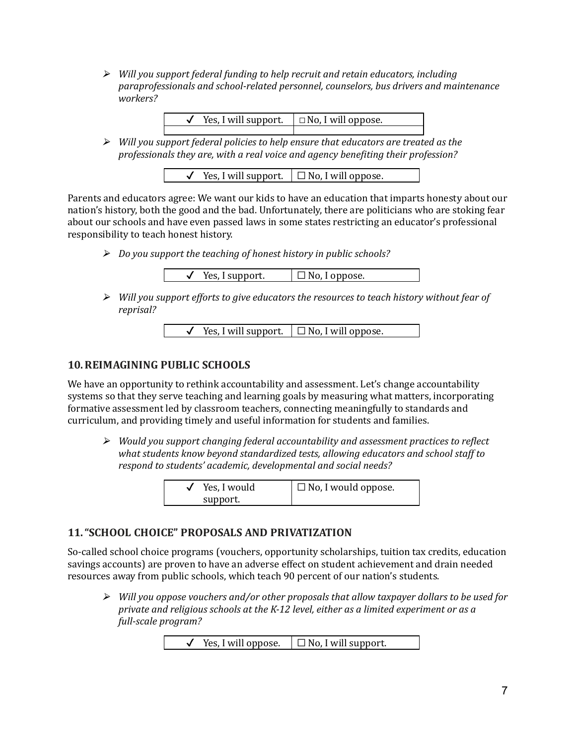- *Will you support federal funding to help recruit and retain educators, including paraprofessionals and school-related personnel, counselors, bus drivers and maintenance workers?*

| ✓ Yes, I will support. | ☐ No, I will oppose. |
|---|---|
| | |

- *Will you support federal policies to help ensure that educators are treated as the professionals they are, with a real voice and agency benefiting their profession?*

| ✓ Yes, I will support. | ☐ No, I will oppose. |
|---|---|

Parents and educators agree: We want our kids to have an education that imparts honesty about our nation's history, both the good and the bad. Unfortunately, there are politicians who are stoking fear about our schools and have even passed laws in some states restricting an educator's professional responsibility to teach honest history.

- *Do you support the teaching of honest history in public schools?*

| ✓ Yes, I support. | ☐ No, I oppose. |
|---|---|

- *Will you support efforts to give educators the resources to teach history without fear of reprisal?*

| ✓ Yes, I will support. | ☐ No, I will oppose. |
|---|---|

## 10. REIMAGINING PUBLIC SCHOOLS

We have an opportunity to rethink accountability and assessment. Let's change accountability systems so that they serve teaching and learning goals by measuring what matters, incorporating formative assessment led by classroom teachers, connecting meaningfully to standards and curriculum, and providing timely and useful information for students and families.

- *Would you support changing federal accountability and assessment practices to reflect what students know beyond standardized tests, allowing educators and school staff to respond to students' academic, developmental and social needs?*

| ✓ Yes, I would support. | ☐ No, I would oppose. |
|---|---|

## 11. "SCHOOL CHOICE" PROPOSALS AND PRIVATIZATION

So-called school choice programs (vouchers, opportunity scholarships, tuition tax credits, education savings accounts) are proven to have an adverse effect on student achievement and drain needed resources away from public schools, which teach 90 percent of our nation's students.

- *Will you oppose vouchers and/or other proposals that allow taxpayer dollars to be used for private and religious schools at the K-12 level, either as a limited experiment or as a full-scale program?*

| ✓ Yes, I will oppose. | ☐ No, I will support. |
|---|---|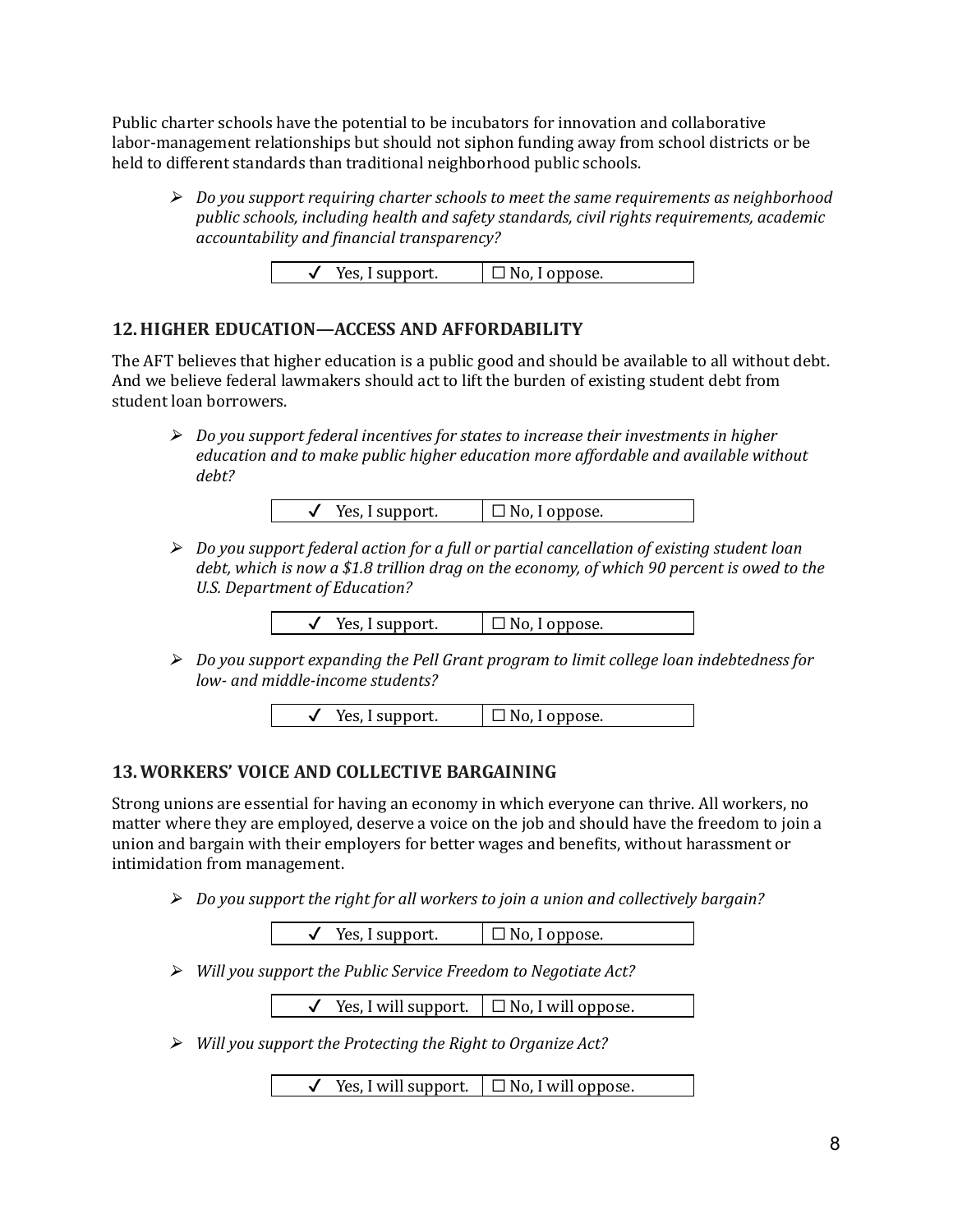Public charter schools have the potential to be incubators for innovation and collaborative labor-management relationships but should not siphon funding away from school districts or be held to different standards than traditional neighborhood public schools.

- *Do you support requiring charter schools to meet the same requirements as neighborhood public schools, including health and safety standards, civil rights requirements, academic accountability and financial transparency?*

| ✓ Yes, I support. | ☐ No, I oppose. |
|---|---|

## 12. HIGHER EDUCATION—ACCESS AND AFFORDABILITY

The AFT believes that higher education is a public good and should be available to all without debt. And we believe federal lawmakers should act to lift the burden of existing student debt from student loan borrowers.

- *Do you support federal incentives for states to increase their investments in higher education and to make public higher education more affordable and available without debt?*

| ✓ Yes, I support. | ☐ No, I oppose. |
|---|---|

- *Do you support federal action for a full or partial cancellation of existing student loan debt, which is now a $1.8 trillion drag on the economy, of which 90 percent is owed to the U.S. Department of Education?*

| ✓ Yes, I support. | ☐ No, I oppose. |
|---|---|

- *Do you support expanding the Pell Grant program to limit college loan indebtedness for low- and middle-income students?*

| ✓ Yes, I support. | ☐ No, I oppose. |
|---|---|

## 13. WORKERS' VOICE AND COLLECTIVE BARGAINING

Strong unions are essential for having an economy in which everyone can thrive. All workers, no matter where they are employed, deserve a voice on the job and should have the freedom to join a union and bargain with their employers for better wages and benefits, without harassment or intimidation from management.

- *Do you support the right for all workers to join a union and collectively bargain?*

| ✓ Yes, I support. | ☐ No, I oppose. |
|---|---|

- *Will you support the Public Service Freedom to Negotiate Act?*

| ✓ Yes, I will support. | ☐ No, I will oppose. |
|---|---|

- *Will you support the Protecting the Right to Organize Act?*

| ✓ Yes, I will support. | ☐ No, I will oppose. |
|---|---|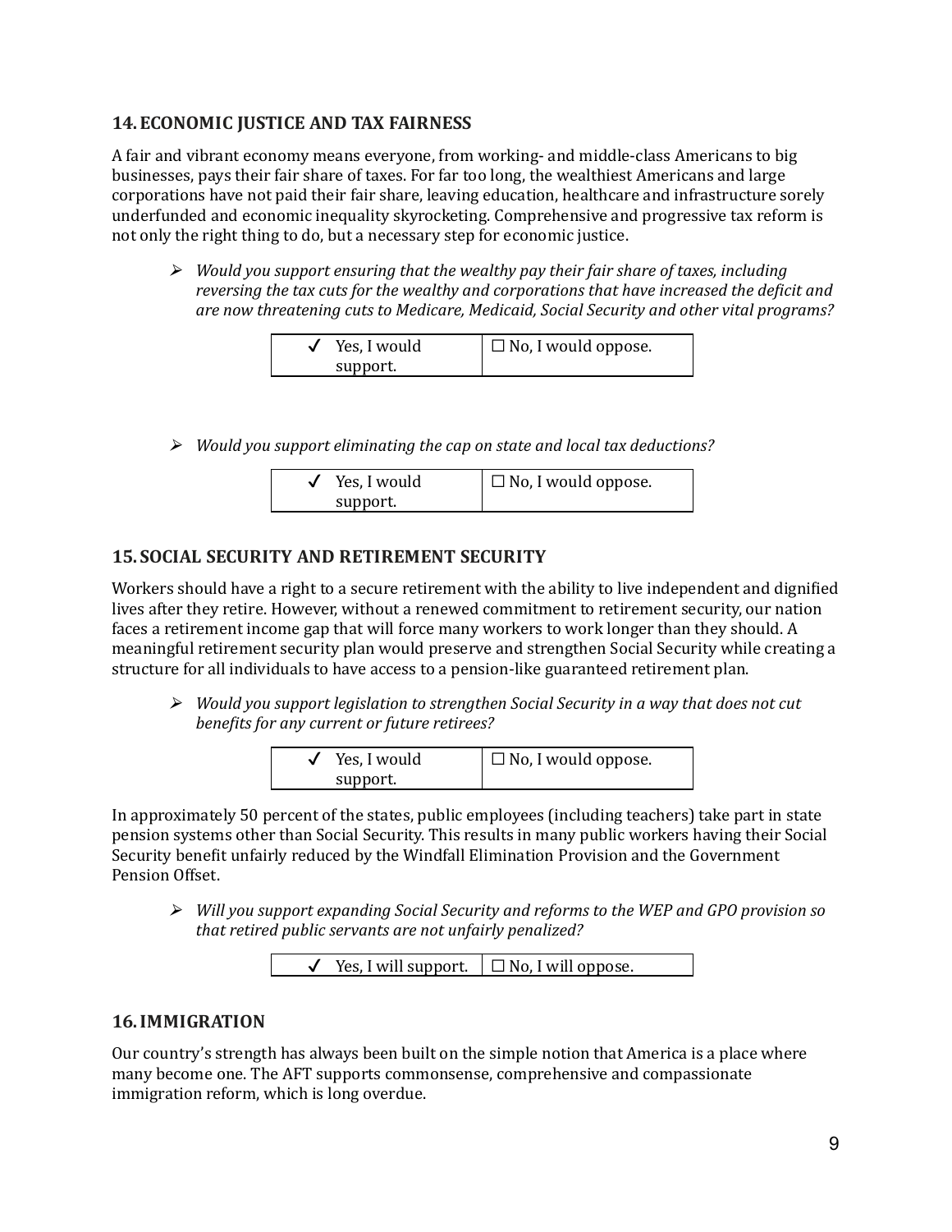## 14. ECONOMIC JUSTICE AND TAX FAIRNESS

A fair and vibrant economy means everyone, from working- and middle-class Americans to big businesses, pays their fair share of taxes. For far too long, the wealthiest Americans and large corporations have not paid their fair share, leaving education, healthcare and infrastructure sorely underfunded and economic inequality skyrocketing. Comprehensive and progressive tax reform is not only the right thing to do, but a necessary step for economic justice.

- *Would you support ensuring that the wealthy pay their fair share of taxes, including reversing the tax cuts for the wealthy and corporations that have increased the deficit and are now threatening cuts to Medicare, Medicaid, Social Security and other vital programs?*

| ✓ Yes, I would support. | ☐ No, I would oppose. |
|---|---|

- *Would you support eliminating the cap on state and local tax deductions?*

| ✓ Yes, I would support. | ☐ No, I would oppose. |
|---|---|

## 15. SOCIAL SECURITY AND RETIREMENT SECURITY

Workers should have a right to a secure retirement with the ability to live independent and dignified lives after they retire. However, without a renewed commitment to retirement security, our nation faces a retirement income gap that will force many workers to work longer than they should. A meaningful retirement security plan would preserve and strengthen Social Security while creating a structure for all individuals to have access to a pension-like guaranteed retirement plan.

- *Would you support legislation to strengthen Social Security in a way that does not cut benefits for any current or future retirees?*

| ✓ Yes, I would support. | ☐ No, I would oppose. |
|---|---|

In approximately 50 percent of the states, public employees (including teachers) take part in state pension systems other than Social Security. This results in many public workers having their Social Security benefit unfairly reduced by the Windfall Elimination Provision and the Government Pension Offset.

- *Will you support expanding Social Security and reforms to the WEP and GPO provision so that retired public servants are not unfairly penalized?*

| ✓ Yes, I will support. | ☐ No, I will oppose. |
|---|---|

## 16. IMMIGRATION

Our country's strength has always been built on the simple notion that America is a place where many become one. The AFT supports commonsense, comprehensive and compassionate immigration reform, which is long overdue.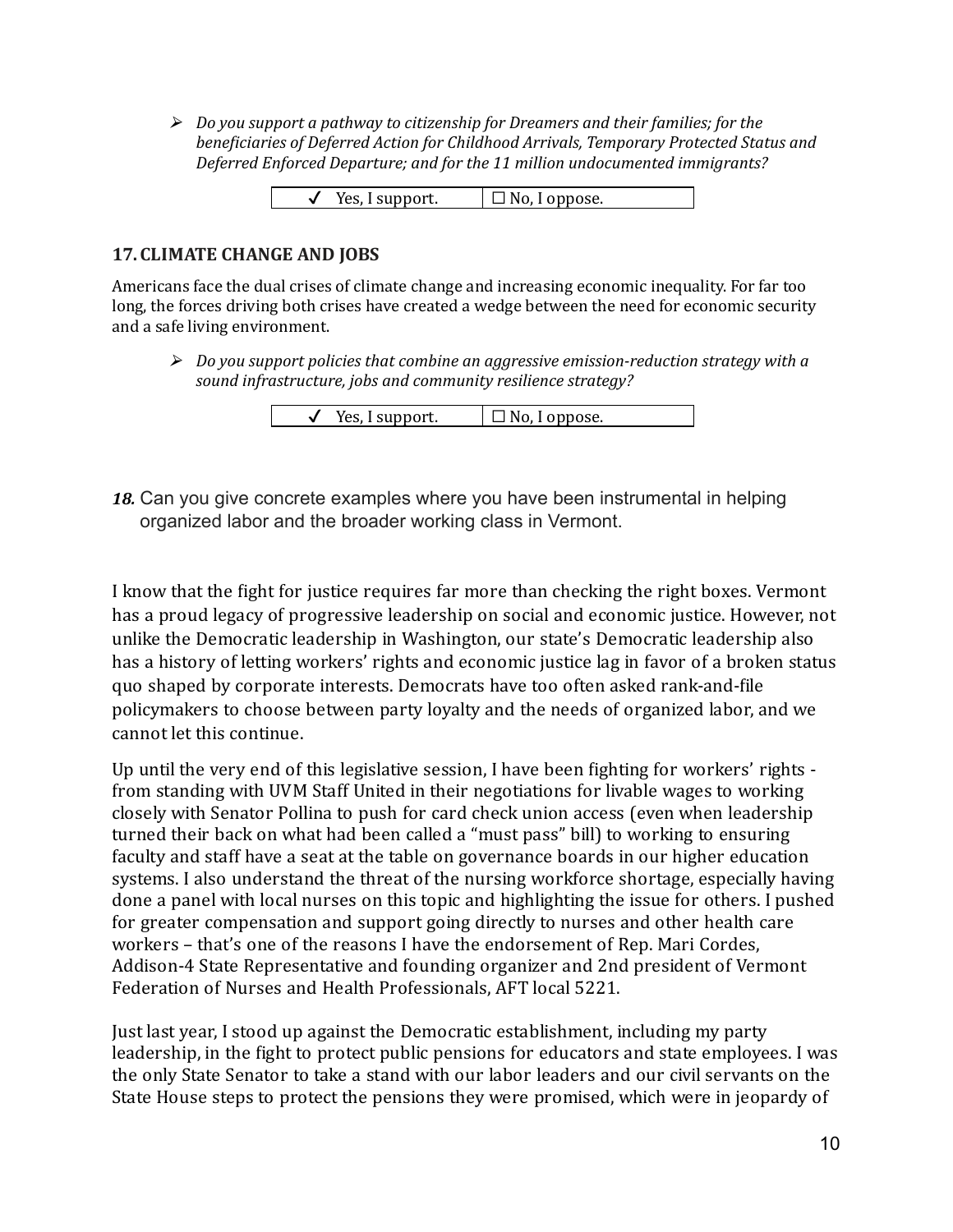- *Do you support a pathway to citizenship for Dreamers and their families; for the beneficiaries of Deferred Action for Childhood Arrivals, Temporary Protected Status and Deferred Enforced Departure; and for the 11 million undocumented immigrants?*

| ✓ Yes, I support. | ☐ No, I oppose. |
|---|---|

### 17. CLIMATE CHANGE AND JOBS

Americans face the dual crises of climate change and increasing economic inequality. For far too long, the forces driving both crises have created a wedge between the need for economic security and a safe living environment.

- *Do you support policies that combine an aggressive emission-reduction strategy with a sound infrastructure, jobs and community resilience strategy?*

| ✓ Yes, I support. | ☐ No, I oppose. |
|---|---|

***18.*** Can you give concrete examples where you have been instrumental in helping organized labor and the broader working class in Vermont.

I know that the fight for justice requires far more than checking the right boxes. Vermont has a proud legacy of progressive leadership on social and economic justice. However, not unlike the Democratic leadership in Washington, our state's Democratic leadership also has a history of letting workers' rights and economic justice lag in favor of a broken status quo shaped by corporate interests. Democrats have too often asked rank-and-file policymakers to choose between party loyalty and the needs of organized labor, and we cannot let this continue.

Up until the very end of this legislative session, I have been fighting for workers' rights - from standing with UVM Staff United in their negotiations for livable wages to working closely with Senator Pollina to push for card check union access (even when leadership turned their back on what had been called a "must pass" bill) to working to ensuring faculty and staff have a seat at the table on governance boards in our higher education systems. I also understand the threat of the nursing workforce shortage, especially having done a panel with local nurses on this topic and highlighting the issue for others. I pushed for greater compensation and support going directly to nurses and other health care workers – that's one of the reasons I have the endorsement of Rep. Mari Cordes, Addison-4 State Representative and founding organizer and 2nd president of Vermont Federation of Nurses and Health Professionals, AFT local 5221.

Just last year, I stood up against the Democratic establishment, including my party leadership, in the fight to protect public pensions for educators and state employees. I was the only State Senator to take a stand with our labor leaders and our civil servants on the State House steps to protect the pensions they were promised, which were in jeopardy of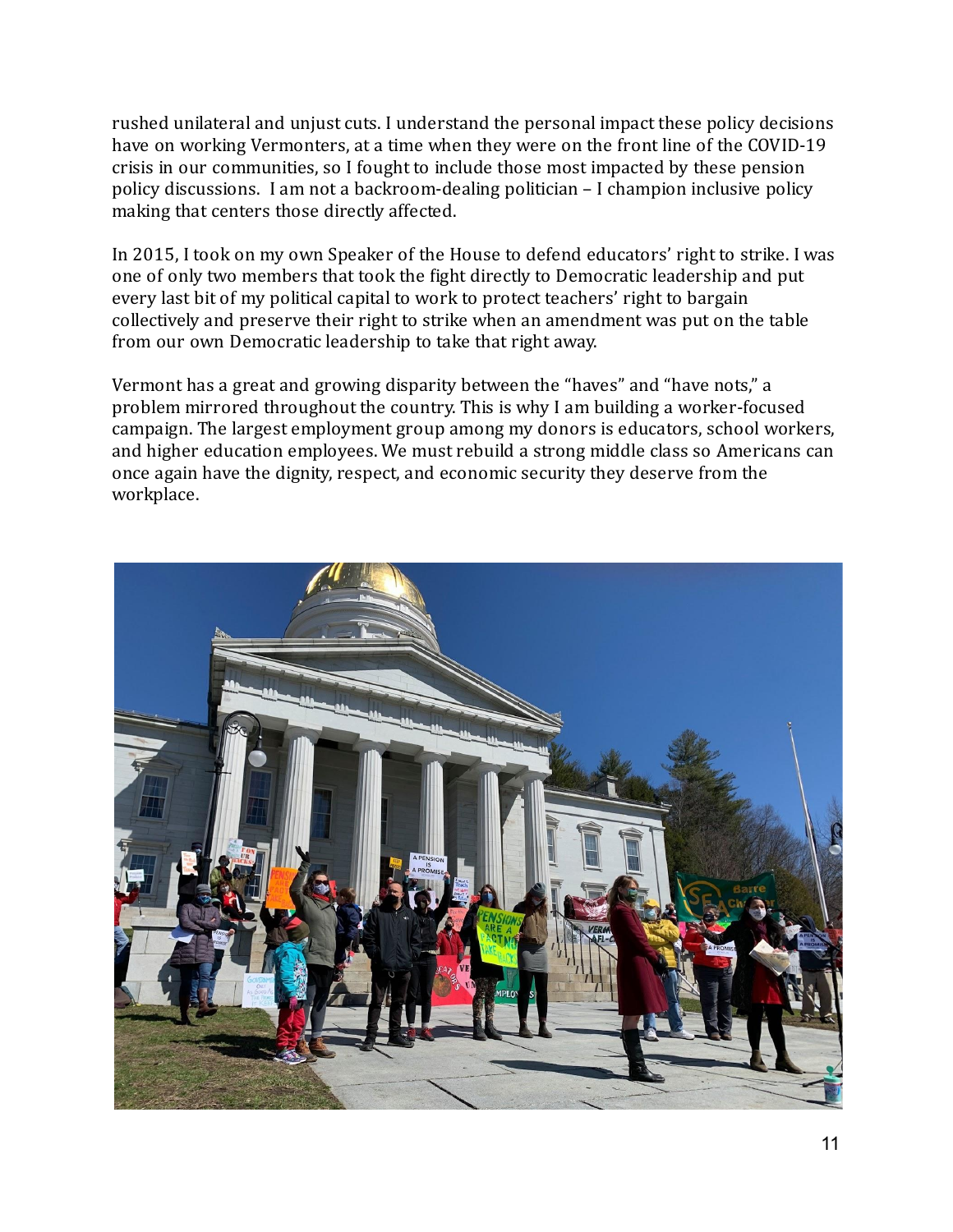rushed unilateral and unjust cuts. I understand the personal impact these policy decisions have on working Vermonters, at a time when they were on the front line of the COVID-19 crisis in our communities, so I fought to include those most impacted by these pension policy discussions. I am not a backroom-dealing politician – I champion inclusive policy making that centers those directly affected.

In 2015, I took on my own Speaker of the House to defend educators' right to strike. I was one of only two members that took the fight directly to Democratic leadership and put every last bit of my political capital to work to protect teachers' right to bargain collectively and preserve their right to strike when an amendment was put on the table from our own Democratic leadership to take that right away.

Vermont has a great and growing disparity between the "haves" and "have nots," a problem mirrored throughout the country. This is why I am building a worker-focused campaign. The largest employment group among my donors is educators, school workers, and higher education employees. We must rebuild a strong middle class so Americans can once again have the dignity, respect, and economic security they deserve from the workplace.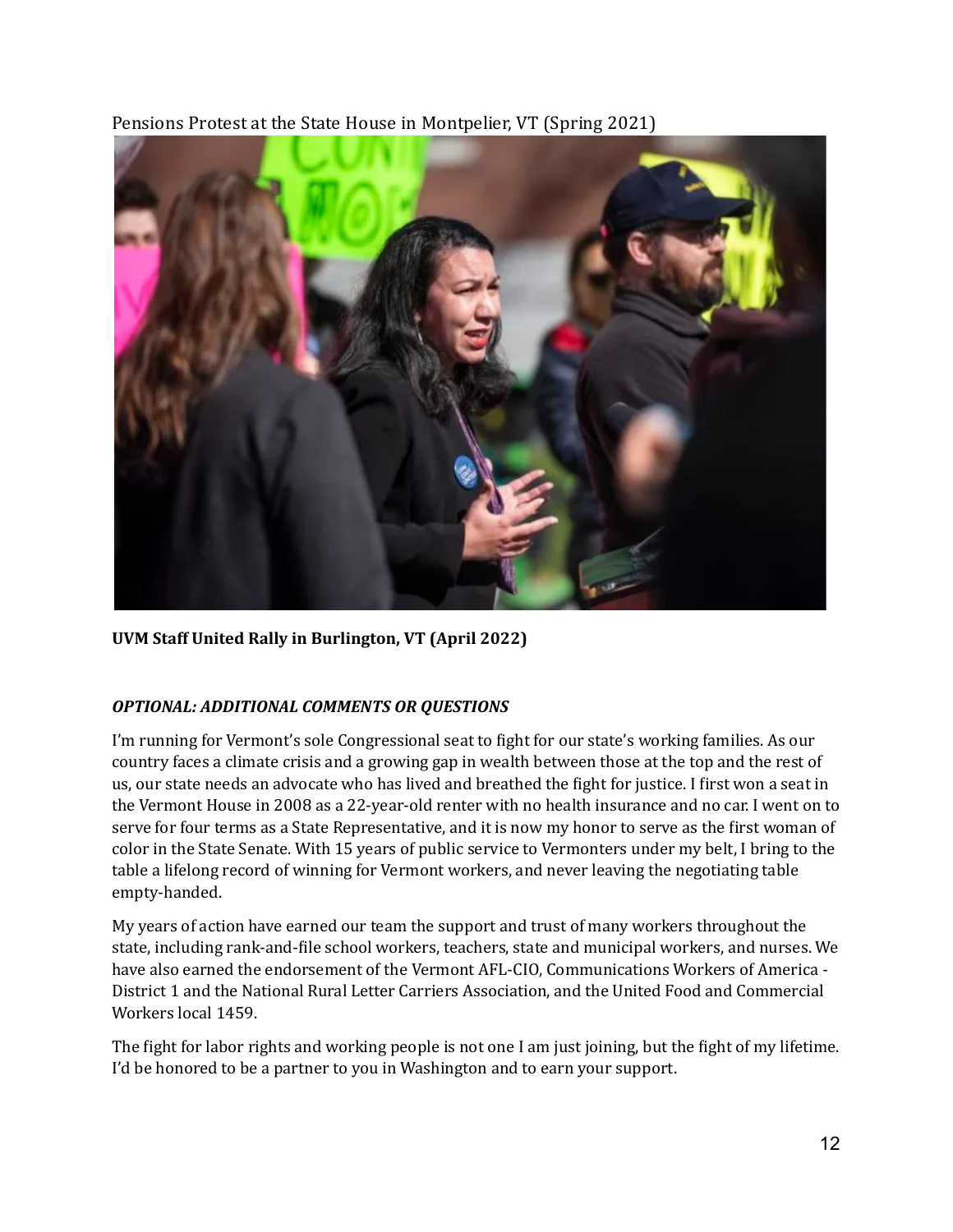Pensions Protest at the State House in Montpelier, VT (Spring 2021)

**UVM Staff United Rally in Burlington, VT (April 2022)**

***OPTIONAL: ADDITIONAL COMMENTS OR QUESTIONS***

I'm running for Vermont's sole Congressional seat to fight for our state's working families. As our country faces a climate crisis and a growing gap in wealth between those at the top and the rest of us, our state needs an advocate who has lived and breathed the fight for justice. I first won a seat in the Vermont House in 2008 as a 22-year-old renter with no health insurance and no car. I went on to serve for four terms as a State Representative, and it is now my honor to serve as the first woman of color in the State Senate. With 15 years of public service to Vermonters under my belt, I bring to the table a lifelong record of winning for Vermont workers, and never leaving the negotiating table empty-handed.

My years of action have earned our team the support and trust of many workers throughout the state, including rank-and-file school workers, teachers, state and municipal workers, and nurses. We have also earned the endorsement of the Vermont AFL-CIO, Communications Workers of America - District 1 and the National Rural Letter Carriers Association, and the United Food and Commercial Workers local 1459.

The fight for labor rights and working people is not one I am just joining, but the fight of my lifetime. I'd be honored to be a partner to you in Washington and to earn your support.